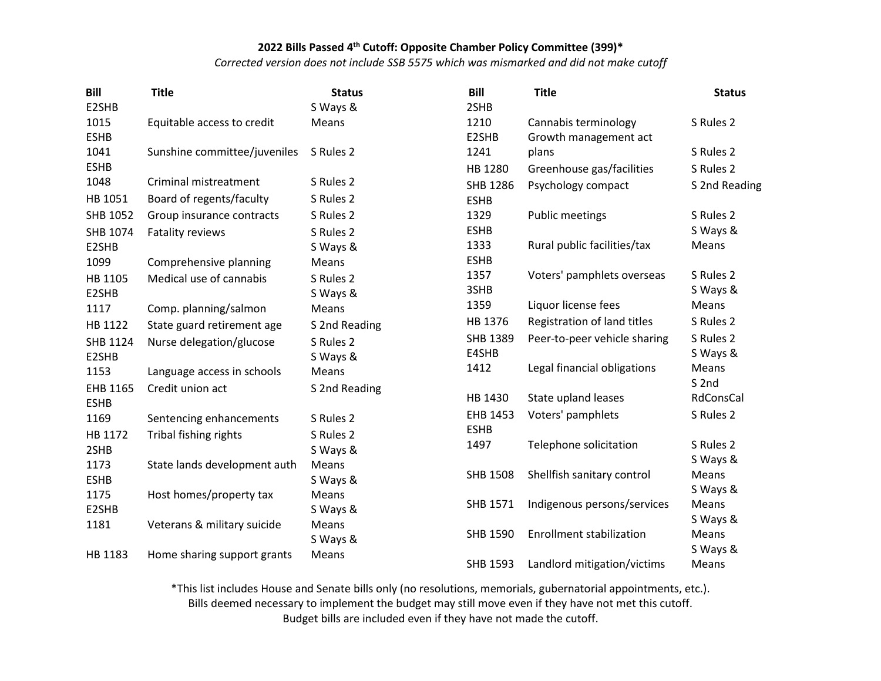**2022 Bills Passed 4th Cutoff: Opposite Chamber Policy Committee (399)***

*Corrected version does not include SSB 5575 which was mismarked and did not make cutoff*

| Bill | Title | Status |
|---|---|---|
| E2SHB 1015 | Equitable access to credit | S Ways & Means |
| ESHB 1041 | Sunshine committee/juveniles | S Rules 2 |
| ESHB 1048 | Criminal mistreatment | S Rules 2 |
| HB 1051 | Board of regents/faculty | S Rules 2 |
| SHB 1052 | Group insurance contracts | S Rules 2 |
| SHB 1074 | Fatality reviews | S Rules 2 |
| E2SHB 1099 | Comprehensive planning | S Ways & Means |
| HB 1105 | Medical use of cannabis | S Rules 2 |
| E2SHB 1117 | Comp. planning/salmon | S Ways & Means |
| HB 1122 | State guard retirement age | S 2nd Reading |
| SHB 1124 | Nurse delegation/glucose | S Rules 2 |
| E2SHB 1153 | Language access in schools | S Ways & Means |
| EHB 1165 | Credit union act | S 2nd Reading |
| ESHB 1169 | Sentencing enhancements | S Rules 2 |
| HB 1172 | Tribal fishing rights | S Rules 2 |
| 2SHB 1173 | State lands development auth | S Ways & Means |
| ESHB 1175 | Host homes/property tax | S Ways & Means |
| E2SHB 1181 | Veterans & military suicide | S Ways & Means |
| HB 1183 | Home sharing support grants | S Ways & Means |
| 2SHB 1210 | Cannabis terminology | S Rules 2 |
| E2SHB 1241 | Growth management act plans | S Rules 2 |
| HB 1280 | Greenhouse gas/facilities | S Rules 2 |
| SHB 1286 | Psychology compact | S 2nd Reading |
| ESHB 1329 | Public meetings | S Rules 2 |
| ESHB 1333 | Rural public facilities/tax | S Ways & Means |
| ESHB 1357 | Voters' pamphlets overseas | S Rules 2 |
| 3SHB 1359 | Liquor license fees | S Ways & Means |
| HB 1376 | Registration of land titles | S Rules 2 |
| SHB 1389 | Peer-to-peer vehicle sharing | S Rules 2 |
| E4SHB 1412 | Legal financial obligations | S Ways & Means |
| HB 1430 | State upland leases | S 2nd RdConsCal |
| EHB 1453 | Voters' pamphlets | S Rules 2 |
| ESHB 1497 | Telephone solicitation | S Rules 2 |
| SHB 1508 | Shellfish sanitary control | S Ways & Means |
| SHB 1571 | Indigenous persons/services | S Ways & Means |
| SHB 1590 | Enrollment stabilization | S Ways & Means |
| SHB 1593 | Landlord mitigation/victims | S Ways & Means |

*This list includes House and Senate bills only (no resolutions, memorials, gubernatorial appointments, etc.).
Bills deemed necessary to implement the budget may still move even if they have not met this cutoff.
Budget bills are included even if they have not made the cutoff.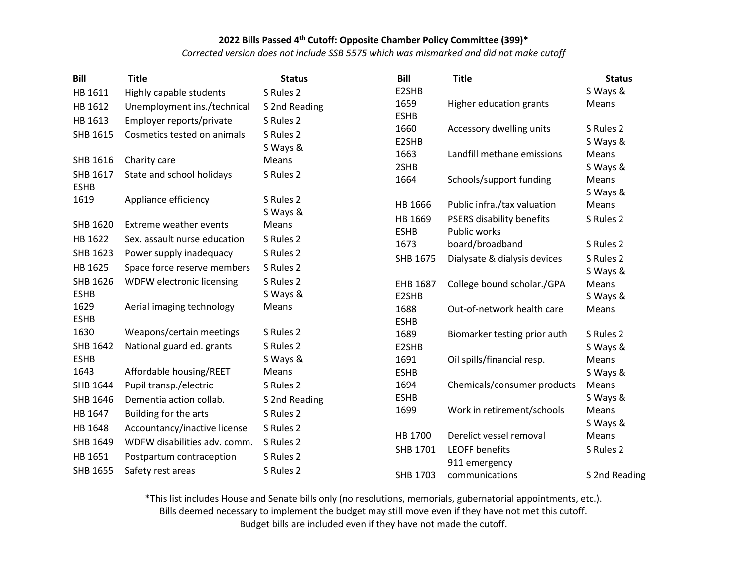**2022 Bills Passed 4th Cutoff: Opposite Chamber Policy Committee (399)***

*Corrected version does not include SSB 5575 which was mismarked and did not make cutoff*

| Bill | Title | Status |
|---|---|---|
| HB 1611 | Highly capable students | S Rules 2 |
| HB 1612 | Unemployment ins./technical | S 2nd Reading |
| HB 1613 | Employer reports/private | S Rules 2 |
| SHB 1615 | Cosmetics tested on animals | S Rules 2 |
| SHB 1616 | Charity care | S Ways & Means |
| SHB 1617 | State and school holidays | S Rules 2 |
| ESHB 1619 | Appliance efficiency | S Rules 2 |
| SHB 1620 | Extreme weather events | S Ways & Means |
| HB 1622 | Sex. assault nurse education | S Rules 2 |
| SHB 1623 | Power supply inadequacy | S Rules 2 |
| HB 1625 | Space force reserve members | S Rules 2 |
| SHB 1626 | WDFW electronic licensing | S Rules 2 |
| ESHB 1629 | Aerial imaging technology | S Ways & Means |
| ESHB 1630 | Weapons/certain meetings | S Rules 2 |
| SHB 1642 | National guard ed. grants | S Rules 2 |
| ESHB 1643 | Affordable housing/REET | S Ways & Means |
| SHB 1644 | Pupil transp./electric | S Rules 2 |
| SHB 1646 | Dementia action collab. | S 2nd Reading |
| HB 1647 | Building for the arts | S Rules 2 |
| HB 1648 | Accountancy/inactive license | S Rules 2 |
| SHB 1649 | WDFW disabilities adv. comm. | S Rules 2 |
| HB 1651 | Postpartum contraception | S Rules 2 |
| SHB 1655 | Safety rest areas | S Rules 2 |
| E2SHB 1659 | Higher education grants | S Ways & Means |
| ESHB 1660 | Accessory dwelling units | S Rules 2 |
| E2SHB 1663 | Landfill methane emissions | S Ways & Means |
| 2SHB 1664 | Schools/support funding | S Ways & Means |
| HB 1666 | Public infra./tax valuation | S Ways & Means |
| HB 1669 | PSERS disability benefits | S Rules 2 |
| ESHB 1673 | Public works board/broadband | S Rules 2 |
| SHB 1675 | Dialysate & dialysis devices | S Rules 2 |
| EHB 1687 | College bound scholar./GPA | S Ways & Means |
| E2SHB 1688 | Out-of-network health care | S Ways & Means |
| ESHB 1689 | Biomarker testing prior auth | S Rules 2 |
| E2SHB 1691 | Oil spills/financial resp. | S Ways & Means |
| ESHB 1694 | Chemicals/consumer products | S Ways & Means |
| ESHB 1699 | Work in retirement/schools | S Ways & Means |
| HB 1700 | Derelict vessel removal | S Ways & Means |
| SHB 1701 | LEOFF benefits | S Rules 2 |
| SHB 1703 | 911 emergency communications | S 2nd Reading |

*This list includes House and Senate bills only (no resolutions, memorials, gubernatorial appointments, etc.).
Bills deemed necessary to implement the budget may still move even if they have not met this cutoff.
Budget bills are included even if they have not made the cutoff.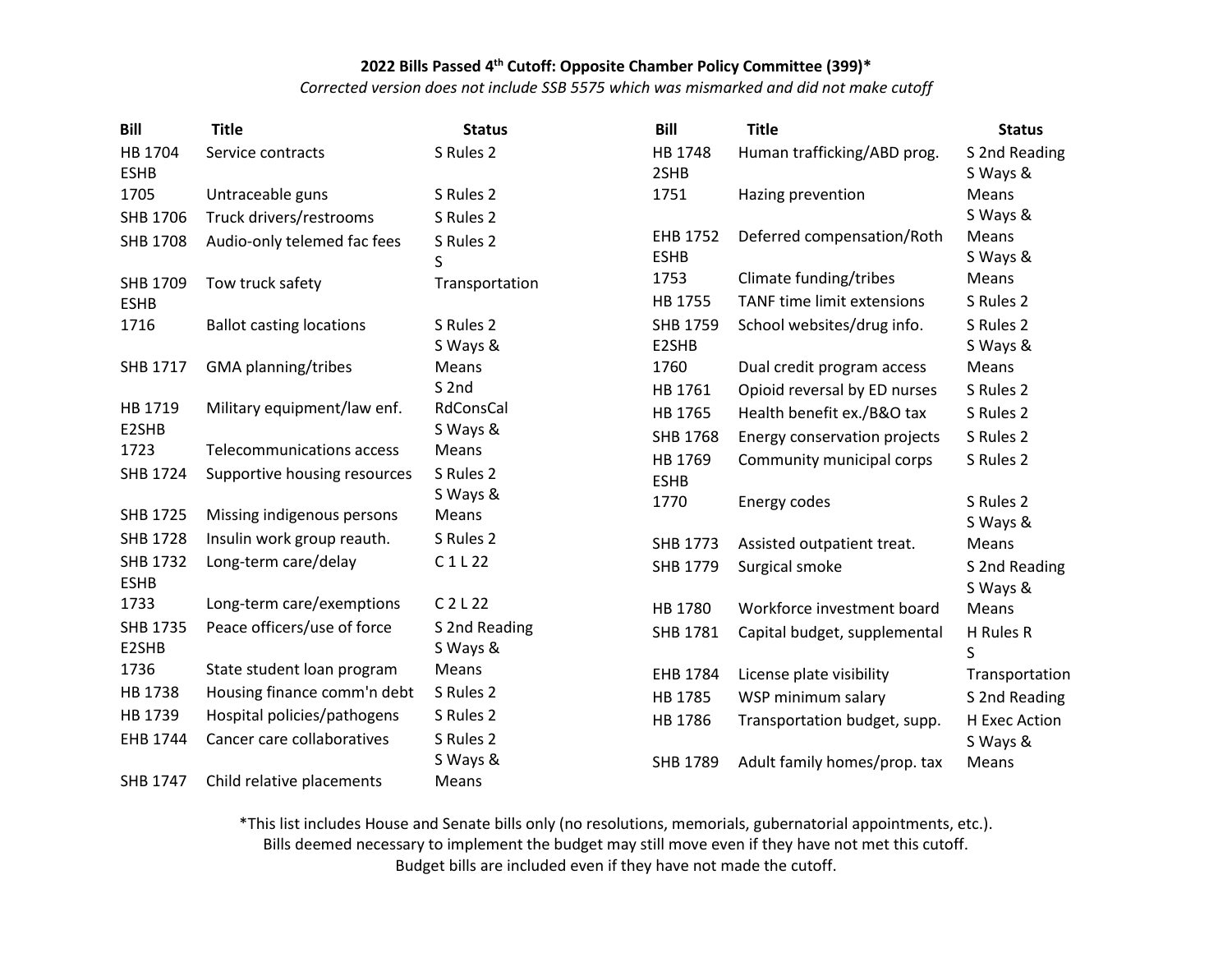# 2022 Bills Passed 4th Cutoff: Opposite Chamber Policy Committee (399)*

*Corrected version does not include SSB 5575 which was mismarked and did not make cutoff*

| Bill | Title | Status |
|---|---|---|
| HB 1704 | Service contracts | S Rules 2 |
| ESHB 1705 | Untraceable guns | S Rules 2 |
| SHB 1706 | Truck drivers/restrooms | S Rules 2 |
| SHB 1708 | Audio-only telemed fac fees | S Rules 2 |
| SHB 1709 | Tow truck safety | S Transportation |
| ESHB 1716 | Ballot casting locations | S Rules 2 |
| SHB 1717 | GMA planning/tribes | S Ways & Means |
| HB 1719 | Military equipment/law enf. | S 2nd RdConsCal |
| E2SHB 1723 | Telecommunications access | S Ways & Means |
| SHB 1724 | Supportive housing resources | S Rules 2 |
| SHB 1725 | Missing indigenous persons | S Ways & Means |
| SHB 1728 | Insulin work group reauth. | S Rules 2 |
| SHB 1732 | Long-term care/delay | C 1 L 22 |
| ESHB 1733 | Long-term care/exemptions | C 2 L 22 |
| SHB 1735 | Peace officers/use of force | S 2nd Reading |
| E2SHB 1736 | State student loan program | S Ways & Means |
| HB 1738 | Housing finance comm'n debt | S Rules 2 |
| HB 1739 | Hospital policies/pathogens | S Rules 2 |
| EHB 1744 | Cancer care collaboratives | S Rules 2 |
| SHB 1747 | Child relative placements | S Ways & Means |
| HB 1748 | Human trafficking/ABD prog. | S 2nd Reading |
| 2SHB 1751 | Hazing prevention | S Ways & Means |
| EHB 1752 | Deferred compensation/Roth | S Ways & Means |
| ESHB 1753 | Climate funding/tribes | S Ways & Means |
| HB 1755 | TANF time limit extensions | S Rules 2 |
| SHB 1759 | School websites/drug info. | S Rules 2 |
| E2SHB 1760 | Dual credit program access | S Ways & Means |
| HB 1761 | Opioid reversal by ED nurses | S Rules 2 |
| HB 1765 | Health benefit ex./B&O tax | S Rules 2 |
| SHB 1768 | Energy conservation projects | S Rules 2 |
| HB 1769 | Community municipal corps | S Rules 2 |
| ESHB 1770 | Energy codes | S Rules 2 |
| SHB 1773 | Assisted outpatient treat. | S Ways & Means |
| SHB 1779 | Surgical smoke | S 2nd Reading |
| HB 1780 | Workforce investment board | S Ways & Means |
| SHB 1781 | Capital budget, supplemental | H Rules R |
| EHB 1784 | License plate visibility | S Transportation |
| HB 1785 | WSP minimum salary | S 2nd Reading |
| HB 1786 | Transportation budget, supp. | H Exec Action |
| SHB 1789 | Adult family homes/prop. tax | S Ways & Means |

*This list includes House and Senate bills only (no resolutions, memorials, gubernatorial appointments, etc.).
Bills deemed necessary to implement the budget may still move even if they have not met this cutoff.
Budget bills are included even if they have not made the cutoff.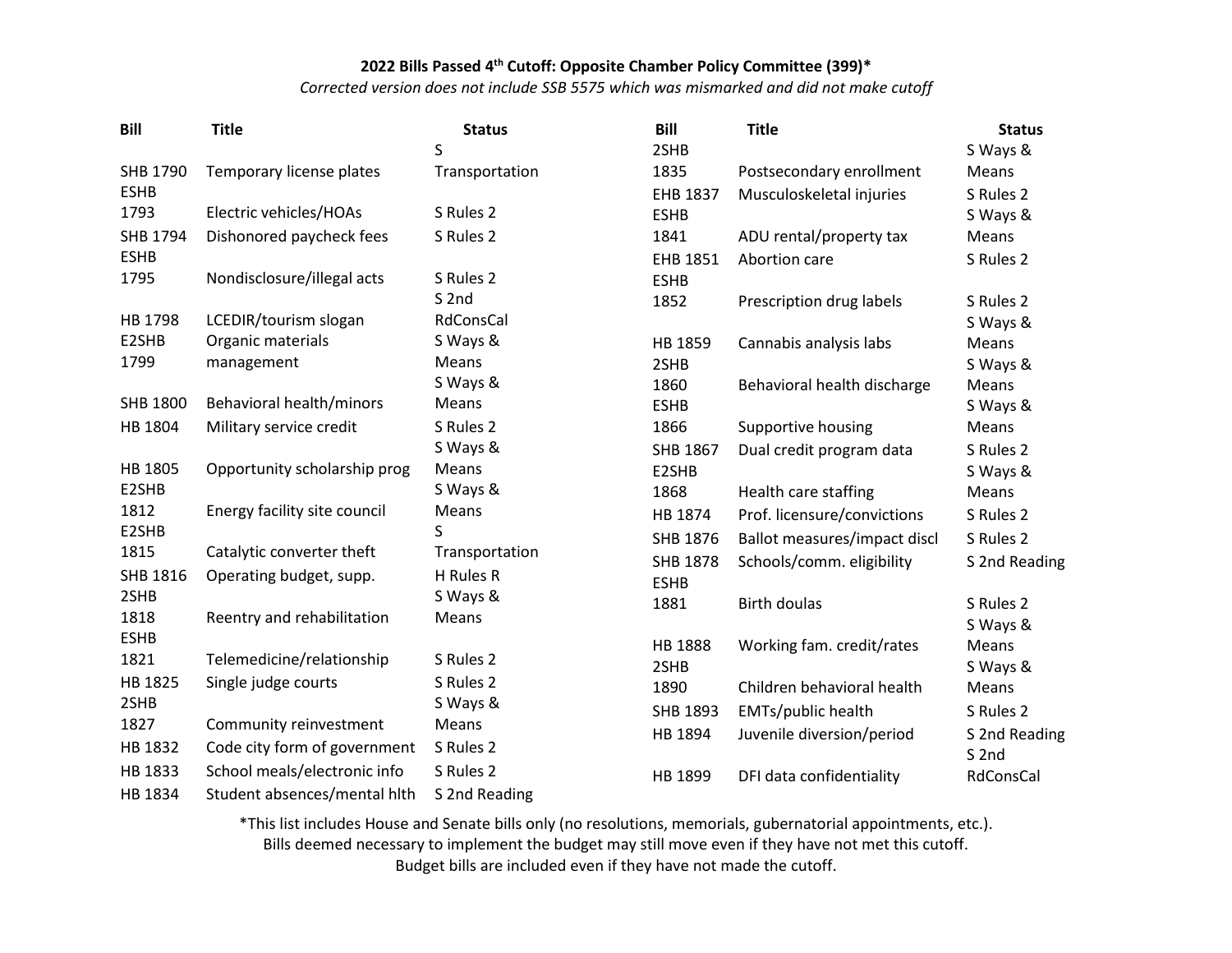**2022 Bills Passed 4th Cutoff: Opposite Chamber Policy Committee (399)***

*Corrected version does not include SSB 5575 which was mismarked and did not make cutoff*

| Bill | Title | Status |
|---|---|---|
| SHB 1790 | Temporary license plates | S Transportation |
| ESHB 1793 | Electric vehicles/HOAs | S Rules 2 |
| SHB 1794 | Dishonored paycheck fees | S Rules 2 |
| ESHB 1795 | Nondisclosure/illegal acts | S Rules 2 |
| HB 1798 | LCEDIR/tourism slogan | S 2nd RdConsCal |
| E2SHB 1799 | Organic materials management | S Ways & Means |
| SHB 1800 | Behavioral health/minors | S Ways & Means |
| HB 1804 | Military service credit | S Rules 2 |
| HB 1805 | Opportunity scholarship prog | S Ways & Means |
| E2SHB 1812 | Energy facility site council | S Ways & Means |
| E2SHB 1815 | Catalytic converter theft | S Transportation |
| SHB 1816 | Operating budget, supp. | H Rules R |
| 2SHB 1818 | Reentry and rehabilitation | S Ways & Means |
| ESHB 1821 | Telemedicine/relationship | S Rules 2 |
| HB 1825 | Single judge courts | S Rules 2 |
| 2SHB 1827 | Community reinvestment | S Ways & Means |
| HB 1832 | Code city form of government | S Rules 2 |
| HB 1833 | School meals/electronic info | S Rules 2 |
| HB 1834 | Student absences/mental hlth | S 2nd Reading |
| 2SHB 1835 | Postsecondary enrollment | S Ways & Means |
| EHB 1837 | Musculoskeletal injuries | S Rules 2 |
| ESHB 1841 | ADU rental/property tax | S Ways & Means |
| EHB 1851 | Abortion care | S Rules 2 |
| ESHB 1852 | Prescription drug labels | S Rules 2 |
| HB 1859 | Cannabis analysis labs | S Ways & Means |
| 2SHB 1860 | Behavioral health discharge | S Ways & Means |
| ESHB 1866 | Supportive housing | S Ways & Means |
| SHB 1867 | Dual credit program data | S Rules 2 |
| E2SHB 1868 | Health care staffing | S Ways & Means |
| HB 1874 | Prof. licensure/convictions | S Rules 2 |
| SHB 1876 | Ballot measures/impact discl | S Rules 2 |
| SHB 1878 | Schools/comm. eligibility | S 2nd Reading |
| ESHB 1881 | Birth doulas | S Rules 2 |
| HB 1888 | Working fam. credit/rates | S Ways & Means |
| 2SHB 1890 | Children behavioral health | S Ways & Means |
| SHB 1893 | EMTs/public health | S Rules 2 |
| HB 1894 | Juvenile diversion/period | S 2nd Reading |
| HB 1899 | DFI data confidentiality | S 2nd RdConsCal |

*This list includes House and Senate bills only (no resolutions, memorials, gubernatorial appointments, etc.).
Bills deemed necessary to implement the budget may still move even if they have not met this cutoff.
Budget bills are included even if they have not made the cutoff.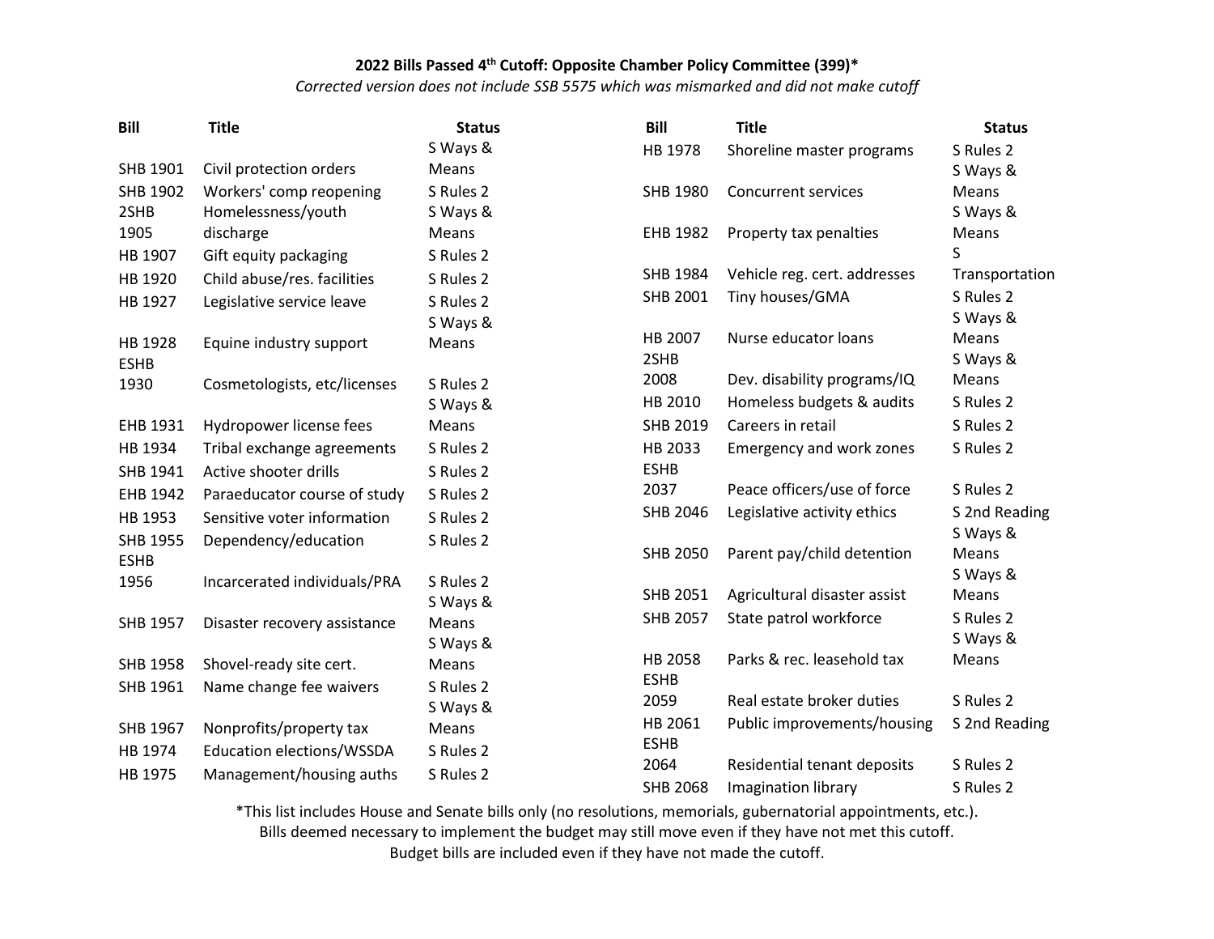**2022 Bills Passed 4th Cutoff: Opposite Chamber Policy Committee (399)***

*Corrected version does not include SSB 5575 which was mismarked and did not make cutoff*

| Bill | Title | Status |
|---|---|---|
| SHB 1901 | Civil protection orders | S Ways & Means |
| SHB 1902 | Workers' comp reopening | S Rules 2 |
| 2SHB 1905 | Homelessness/youth discharge | S Ways & Means |
| HB 1907 | Gift equity packaging | S Rules 2 |
| HB 1920 | Child abuse/res. facilities | S Rules 2 |
| HB 1927 | Legislative service leave | S Rules 2 |
| HB 1928 | Equine industry support | S Ways & Means |
| ESHB 1930 | Cosmetologists, etc/licenses | S Rules 2 |
| EHB 1931 | Hydropower license fees | S Ways & Means |
| HB 1934 | Tribal exchange agreements | S Rules 2 |
| SHB 1941 | Active shooter drills | S Rules 2 |
| EHB 1942 | Paraeducator course of study | S Rules 2 |
| HB 1953 | Sensitive voter information | S Rules 2 |
| SHB 1955 | Dependency/education | S Rules 2 |
| ESHB 1956 | Incarcerated individuals/PRA | S Rules 2 |
| SHB 1957 | Disaster recovery assistance | S Ways & Means |
| SHB 1958 | Shovel-ready site cert. | S Ways & Means |
| SHB 1961 | Name change fee waivers | S Rules 2 |
| SHB 1967 | Nonprofits/property tax | S Ways & Means |
| HB 1974 | Education elections/WSSDA | S Rules 2 |
| HB 1975 | Management/housing auths | S Rules 2 |
| HB 1978 | Shoreline master programs | S Rules 2 |
| SHB 1980 | Concurrent services | S Ways & Means |
| EHB 1982 | Property tax penalties | S Ways & Means |
| SHB 1984 | Vehicle reg. cert. addresses | S Transportation |
| SHB 2001 | Tiny houses/GMA | S Rules 2 |
| HB 2007 | Nurse educator loans | S Ways & Means |
| 2SHB 2008 | Dev. disability programs/IQ | S Ways & Means |
| HB 2010 | Homeless budgets & audits | S Rules 2 |
| SHB 2019 | Careers in retail | S Rules 2 |
| HB 2033 | Emergency and work zones | S Rules 2 |
| ESHB 2037 | Peace officers/use of force | S Rules 2 |
| SHB 2046 | Legislative activity ethics | S 2nd Reading |
| SHB 2050 | Parent pay/child detention | S Ways & Means |
| SHB 2051 | Agricultural disaster assist | S Ways & Means |
| SHB 2057 | State patrol workforce | S Rules 2 |
| HB 2058 | Parks & rec. leasehold tax | S Ways & Means |
| ESHB 2059 | Real estate broker duties | S Rules 2 |
| HB 2061 | Public improvements/housing | S 2nd Reading |
| ESHB 2064 | Residential tenant deposits | S Rules 2 |
| SHB 2068 | Imagination library | S Rules 2 |

*This list includes House and Senate bills only (no resolutions, memorials, gubernatorial appointments, etc.).
Bills deemed necessary to implement the budget may still move even if they have not met this cutoff.
Budget bills are included even if they have not made the cutoff.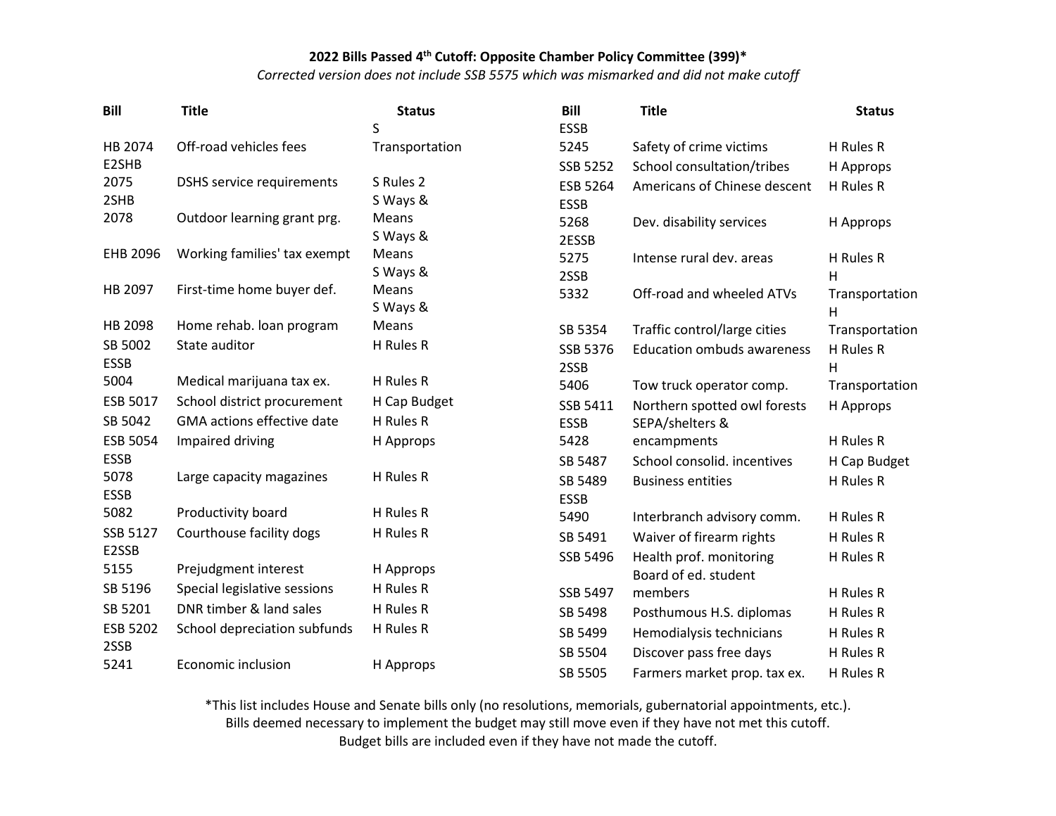**2022 Bills Passed 4th Cutoff: Opposite Chamber Policy Committee (399)***

*Corrected version does not include SSB 5575 which was mismarked and did not make cutoff*

| Bill | Title | Status |
|---|---|---|
| HB 2074 | Off-road vehicles fees | S Transportation |
| E2SHB 2075 | DSHS service requirements | S Rules 2 |
| 2SHB 2078 | Outdoor learning grant prg. | S Ways & Means |
| EHB 2096 | Working families' tax exempt | S Ways & Means |
| HB 2097 | First-time home buyer def. | S Ways & Means |
| HB 2098 | Home rehab. loan program | S Ways & Means |
| SB 5002 | State auditor | H Rules R |
| ESSB 5004 | Medical marijuana tax ex. | H Rules R |
| ESB 5017 | School district procurement | H Cap Budget |
| SB 5042 | GMA actions effective date | H Rules R |
| ESB 5054 | Impaired driving | H Approps |
| ESSB 5078 | Large capacity magazines | H Rules R |
| ESSB 5082 | Productivity board | H Rules R |
| SSB 5127 | Courthouse facility dogs | H Rules R |
| E2SSB 5155 | Prejudgment interest | H Approps |
| SB 5196 | Special legislative sessions | H Rules R |
| SB 5201 | DNR timber & land sales | H Rules R |
| ESB 5202 | School depreciation subfunds | H Rules R |
| 2SSB 5241 | Economic inclusion | H Approps |
| ESSB 5245 | Safety of crime victims | H Rules R |
| SSB 5252 | School consultation/tribes | H Approps |
| ESB 5264 | Americans of Chinese descent | H Rules R |
| ESSB 5268 | Dev. disability services | H Approps |
| 2ESSB 5275 | Intense rural dev. areas | H Rules R |
| 2SSB 5332 | Off-road and wheeled ATVs | H Transportation |
| SB 5354 | Traffic control/large cities | H Transportation |
| SSB 5376 | Education ombuds awareness | H Rules R |
| 2SSB 5406 | Tow truck operator comp. | H Transportation |
| SSB 5411 | Northern spotted owl forests | H Approps |
| ESSB 5428 | SEPA/shelters & encampments | H Rules R |
| SB 5487 | School consolid. incentives | H Cap Budget |
| SB 5489 | Business entities | H Rules R |
| ESSB 5490 | Interbranch advisory comm. | H Rules R |
| SB 5491 | Waiver of firearm rights | H Rules R |
| SSB 5496 | Health prof. monitoring | H Rules R |
| SSB 5497 | Board of ed. student members | H Rules R |
| SB 5498 | Posthumous H.S. diplomas | H Rules R |
| SB 5499 | Hemodialysis technicians | H Rules R |
| SB 5504 | Discover pass free days | H Rules R |
| SB 5505 | Farmers market prop. tax ex. | H Rules R |

*This list includes House and Senate bills only (no resolutions, memorials, gubernatorial appointments, etc.).
Bills deemed necessary to implement the budget may still move even if they have not met this cutoff.
Budget bills are included even if they have not made the cutoff.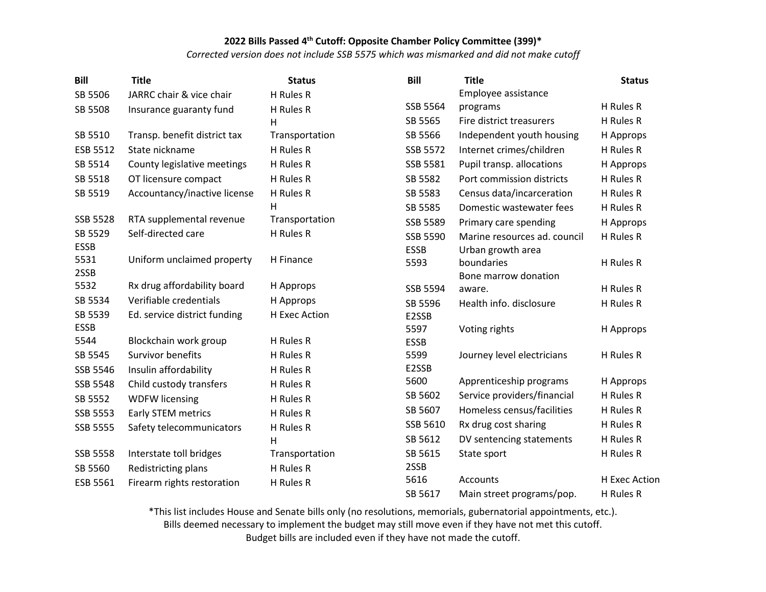**2022 Bills Passed 4th Cutoff: Opposite Chamber Policy Committee (399)***

*Corrected version does not include SSB 5575 which was mismarked and did not make cutoff*

| Bill | Title | Status |
|---|---|---|
| SB 5506 | JARRC chair & vice chair | H Rules R |
| SB 5508 | Insurance guaranty fund | H Rules R |
| SB 5510 | Transp. benefit district tax | H Transportation |
| ESB 5512 | State nickname | H Rules R |
| SB 5514 | County legislative meetings | H Rules R |
| SB 5518 | OT licensure compact | H Rules R |
| SB 5519 | Accountancy/inactive license | H Rules R |
| SSB 5528 | RTA supplemental revenue | H Transportation |
| SB 5529 | Self-directed care | H Rules R |
| ESSB 5531 | Uniform unclaimed property | H Finance |
| 2SSB 5532 | Rx drug affordability board | H Approps |
| SB 5534 | Verifiable credentials | H Approps |
| SB 5539 | Ed. service district funding | H Exec Action |
| ESSB 5544 | Blockchain work group | H Rules R |
| SB 5545 | Survivor benefits | H Rules R |
| SSB 5546 | Insulin affordability | H Rules R |
| SSB 5548 | Child custody transfers | H Rules R |
| SB 5552 | WDFW licensing | H Rules R |
| SSB 5553 | Early STEM metrics | H Rules R |
| SSB 5555 | Safety telecommunicators | H Rules R |
| SSB 5558 | Interstate toll bridges | H Transportation |
| SB 5560 | Redistricting plans | H Rules R |
| ESB 5561 | Firearm rights restoration | H Rules R |
| SSB 5564 | Employee assistance programs | H Rules R |
| SB 5565 | Fire district treasurers | H Rules R |
| SB 5566 | Independent youth housing | H Approps |
| SSB 5572 | Internet crimes/children | H Rules R |
| SSB 5581 | Pupil transp. allocations | H Approps |
| SB 5582 | Port commission districts | H Rules R |
| SB 5583 | Census data/incarceration | H Rules R |
| SB 5585 | Domestic wastewater fees | H Rules R |
| SSB 5589 | Primary care spending | H Approps |
| SSB 5590 | Marine resources ad. council | H Rules R |
| ESSB 5593 | Urban growth area boundaries | H Rules R |
| SSB 5594 | Bone marrow donation aware. | H Rules R |
| SB 5596 | Health info. disclosure | H Rules R |
| E2SSB 5597 | Voting rights | H Approps |
| ESSB 5599 | Journey level electricians | H Rules R |
| E2SSB 5600 | Apprenticeship programs | H Approps |
| SB 5602 | Service providers/financial | H Rules R |
| SB 5607 | Homeless census/facilities | H Rules R |
| SSB 5610 | Rx drug cost sharing | H Rules R |
| SB 5612 | DV sentencing statements | H Rules R |
| SB 5615 | State sport | H Rules R |
| 2SSB 5616 | Accounts | H Exec Action |
| SB 5617 | Main street programs/pop. | H Rules R |

*This list includes House and Senate bills only (no resolutions, memorials, gubernatorial appointments, etc.).
Bills deemed necessary to implement the budget may still move even if they have not met this cutoff.
Budget bills are included even if they have not made the cutoff.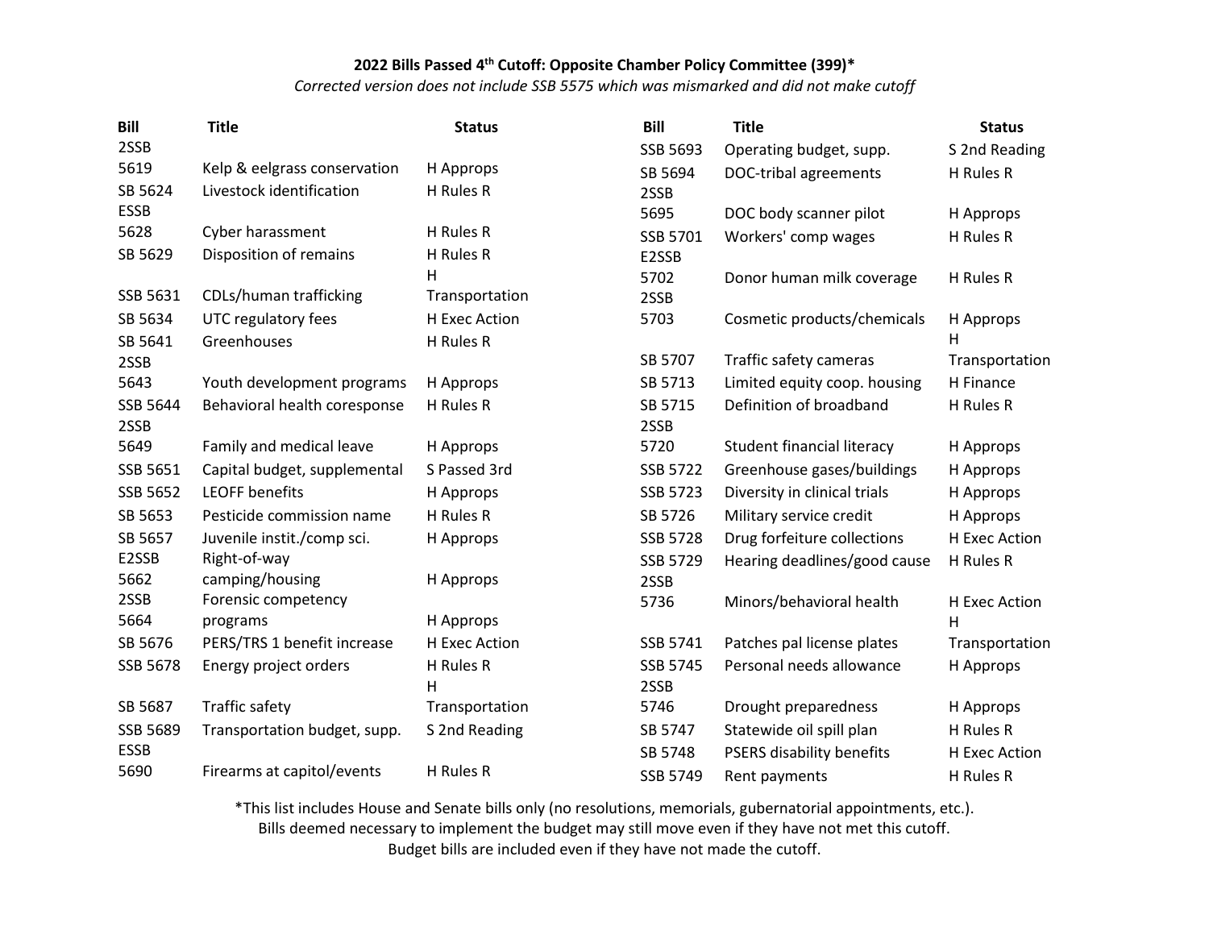**2022 Bills Passed 4th Cutoff: Opposite Chamber Policy Committee (399)***

*Corrected version does not include SSB 5575 which was mismarked and did not make cutoff*

| Bill | Title | Status |
|---|---|---|
| 2SSB 5619 | Kelp & eelgrass conservation | H Approps |
| SB 5624 | Livestock identification | H Rules R |
| ESSB 5628 | Cyber harassment | H Rules R |
| SB 5629 | Disposition of remains | H Rules R |
| SSB 5631 | CDLs/human trafficking | H Transportation |
| SB 5634 | UTC regulatory fees | H Exec Action |
| SB 5641 | Greenhouses | H Rules R |
| 2SSB 5643 | Youth development programs | H Approps |
| SSB 5644 | Behavioral health coresponse | H Rules R |
| 2SSB 5649 | Family and medical leave | H Approps |
| SSB 5651 | Capital budget, supplemental | S Passed 3rd |
| SSB 5652 | LEOFF benefits | H Approps |
| SB 5653 | Pesticide commission name | H Rules R |
| SB 5657 | Juvenile instit./comp sci. | H Approps |
| E2SSB 5662 | Right-of-way camping/housing | H Approps |
| 2SSB 5664 | Forensic competency programs | H Approps |
| SB 5676 | PERS/TRS 1 benefit increase | H Exec Action |
| SSB 5678 | Energy project orders | H Rules R |
| SB 5687 | Traffic safety | H Transportation |
| SSB 5689 | Transportation budget, supp. | S 2nd Reading |
| ESSB 5690 | Firearms at capitol/events | H Rules R |
| SSB 5693 | Operating budget, supp. | S 2nd Reading |
| SB 5694 | DOC-tribal agreements | H Rules R |
| 2SSB 5695 | DOC body scanner pilot | H Approps |
| SSB 5701 | Workers' comp wages | H Rules R |
| E2SSB 5702 | Donor human milk coverage | H Rules R |
| 2SSB 5703 | Cosmetic products/chemicals | H Approps |
| SB 5707 | Traffic safety cameras | H Transportation |
| SB 5713 | Limited equity coop. housing | H Finance |
| SB 5715 | Definition of broadband | H Rules R |
| 2SSB 5720 | Student financial literacy | H Approps |
| SSB 5722 | Greenhouse gases/buildings | H Approps |
| SSB 5723 | Diversity in clinical trials | H Approps |
| SB 5726 | Military service credit | H Approps |
| SSB 5728 | Drug forfeiture collections | H Exec Action |
| SSB 5729 | Hearing deadlines/good cause | H Rules R |
| 2SSB 5736 | Minors/behavioral health | H Exec Action |
| SSB 5741 | Patches pal license plates | H Transportation |
| SSB 5745 | Personal needs allowance | H Approps |
| 2SSB 5746 | Drought preparedness | H Approps |
| SB 5747 | Statewide oil spill plan | H Rules R |
| SB 5748 | PSERS disability benefits | H Exec Action |
| SSB 5749 | Rent payments | H Rules R |

*This list includes House and Senate bills only (no resolutions, memorials, gubernatorial appointments, etc.).
Bills deemed necessary to implement the budget may still move even if they have not met this cutoff.
Budget bills are included even if they have not made the cutoff.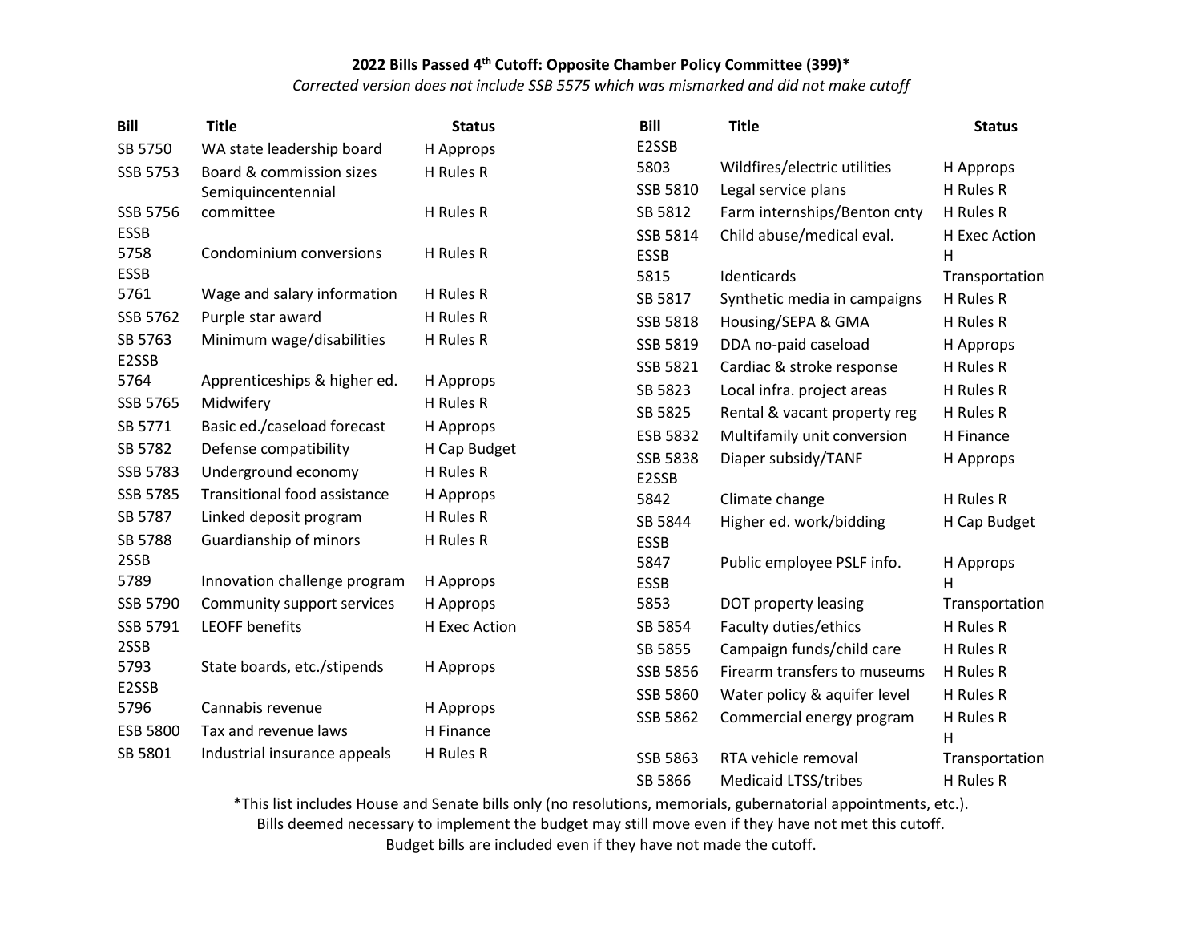**2022 Bills Passed 4th Cutoff: Opposite Chamber Policy Committee (399)***

*Corrected version does not include SSB 5575 which was mismarked and did not make cutoff*

| Bill | Title | Status |
|---|---|---|
| SB 5750 | WA state leadership board | H Approps |
| SSB 5753 | Board & commission sizes | H Rules R |
| SSB 5756 | Semiquincentennial committee | H Rules R |
| ESSB 5758 | Condominium conversions | H Rules R |
| ESSB 5761 | Wage and salary information | H Rules R |
| SSB 5762 | Purple star award | H Rules R |
| SB 5763 | Minimum wage/disabilities | H Rules R |
| E2SSB 5764 | Apprenticeships & higher ed. | H Approps |
| SSB 5765 | Midwifery | H Rules R |
| SB 5771 | Basic ed./caseload forecast | H Approps |
| SB 5782 | Defense compatibility | H Cap Budget |
| SSB 5783 | Underground economy | H Rules R |
| SSB 5785 | Transitional food assistance | H Approps |
| SB 5787 | Linked deposit program | H Rules R |
| SB 5788 | Guardianship of minors | H Rules R |
| 2SSB 5789 | Innovation challenge program | H Approps |
| SSB 5790 | Community support services | H Approps |
| SSB 5791 | LEOFF benefits | H Exec Action |
| 2SSB 5793 | State boards, etc./stipends | H Approps |
| E2SSB 5796 | Cannabis revenue | H Approps |
| ESB 5800 | Tax and revenue laws | H Finance |
| SB 5801 | Industrial insurance appeals | H Rules R |
| E2SSB 5803 | Wildfires/electric utilities | H Approps |
| SSB 5810 | Legal service plans | H Rules R |
| SB 5812 | Farm internships/Benton cnty | H Rules R |
| SSB 5814 | Child abuse/medical eval. | H Exec Action |
| ESSB 5815 | Identicards | H Transportation |
| SB 5817 | Synthetic media in campaigns | H Rules R |
| SSB 5818 | Housing/SEPA & GMA | H Rules R |
| SSB 5819 | DDA no-paid caseload | H Approps |
| SSB 5821 | Cardiac & stroke response | H Rules R |
| SB 5823 | Local infra. project areas | H Rules R |
| SB 5825 | Rental & vacant property reg | H Rules R |
| ESB 5832 | Multifamily unit conversion | H Finance |
| SSB 5838 | Diaper subsidy/TANF | H Approps |
| E2SSB 5842 | Climate change | H Rules R |
| SB 5844 | Higher ed. work/bidding | H Cap Budget |
| ESSB 5847 | Public employee PSLF info. | H Approps |
| ESSB 5853 | DOT property leasing | H Transportation |
| SB 5854 | Faculty duties/ethics | H Rules R |
| SB 5855 | Campaign funds/child care | H Rules R |
| SSB 5856 | Firearm transfers to museums | H Rules R |
| SSB 5860 | Water policy & aquifer level | H Rules R |
| SSB 5862 | Commercial energy program | H Rules R |
| SSB 5863 | RTA vehicle removal | H Transportation |
| SB 5866 | Medicaid LTSS/tribes | H Rules R |

*This list includes House and Senate bills only (no resolutions, memorials, gubernatorial appointments, etc.).
Bills deemed necessary to implement the budget may still move even if they have not met this cutoff.
Budget bills are included even if they have not made the cutoff.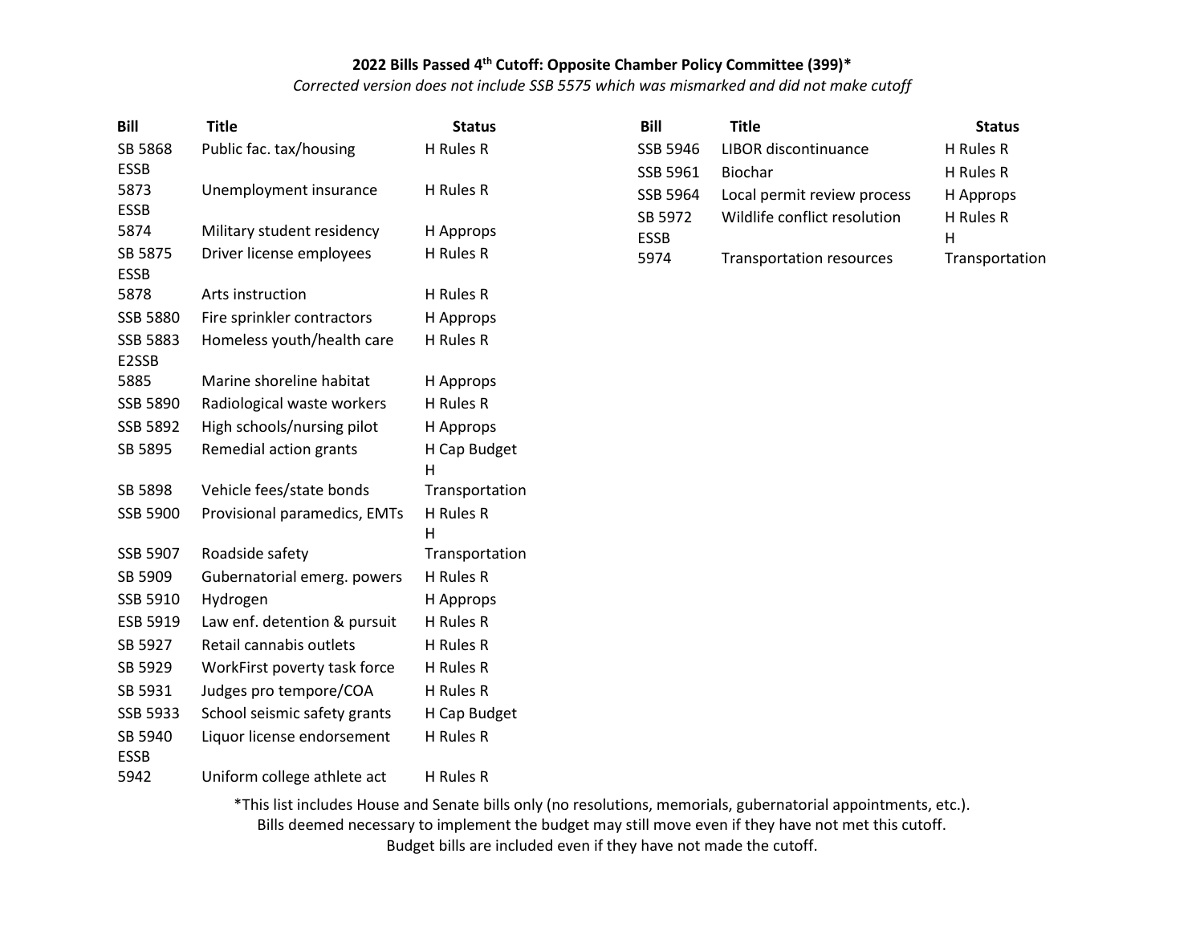**2022 Bills Passed 4th Cutoff: Opposite Chamber Policy Committee (399)***

*Corrected version does not include SSB 5575 which was mismarked and did not make cutoff*

| Bill | Title | Status |
|---|---|---|
| SB 5868 | Public fac. tax/housing | H Rules R |
| ESSB 5873 | Unemployment insurance | H Rules R |
| ESSB 5874 | Military student residency | H Approps |
| SB 5875 | Driver license employees | H Rules R |
| ESSB 5878 | Arts instruction | H Rules R |
| SSB 5880 | Fire sprinkler contractors | H Approps |
| SSB 5883 | Homeless youth/health care | H Rules R |
| E2SSB 5885 | Marine shoreline habitat | H Approps |
| SSB 5890 | Radiological waste workers | H Rules R |
| SSB 5892 | High schools/nursing pilot | H Approps |
| SB 5895 | Remedial action grants | H Cap Budget |
| SB 5898 | Vehicle fees/state bonds | H Transportation |
| SSB 5900 | Provisional paramedics, EMTs | H Rules R |
| SSB 5907 | Roadside safety | H Transportation |
| SB 5909 | Gubernatorial emerg. powers | H Rules R |
| SSB 5910 | Hydrogen | H Approps |
| ESB 5919 | Law enf. detention & pursuit | H Rules R |
| SB 5927 | Retail cannabis outlets | H Rules R |
| SB 5929 | WorkFirst poverty task force | H Rules R |
| SB 5931 | Judges pro tempore/COA | H Rules R |
| SSB 5933 | School seismic safety grants | H Cap Budget |
| SB 5940 | Liquor license endorsement | H Rules R |
| ESSB 5942 | Uniform college athlete act | H Rules R |
| SSB 5946 | LIBOR discontinuance | H Rules R |
| SSB 5961 | Biochar | H Rules R |
| SSB 5964 | Local permit review process | H Approps |
| SB 5972 | Wildlife conflict resolution | H Rules R |
| ESSB 5974 | Transportation resources | H Transportation |

*This list includes House and Senate bills only (no resolutions, memorials, gubernatorial appointments, etc.).
Bills deemed necessary to implement the budget may still move even if they have not met this cutoff.
Budget bills are included even if they have not made the cutoff.